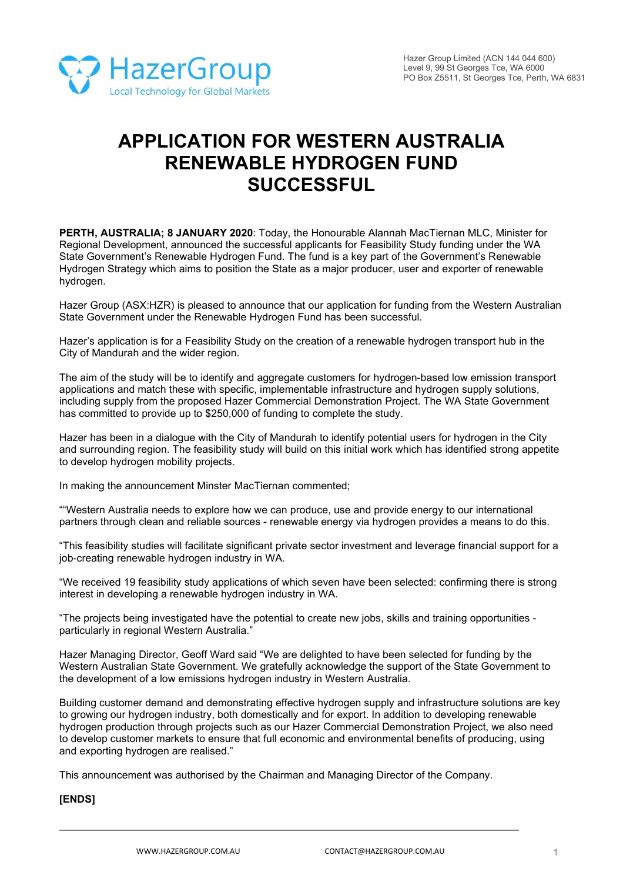HazerGroup
Local Technology for Global Markets

Hazer Group Limited (ACN 144 044 600)
Level 9, 99 St Georges Tce, WA 6000
PO Box Z5511, St Georges Tce, Perth, WA 6831

# APPLICATION FOR WESTERN AUSTRALIA RENEWABLE HYDROGEN FUND SUCCESSFUL

**PERTH, AUSTRALIA; 8 JANUARY 2020**: Today, the Honourable Alannah MacTiernan MLC, Minister for Regional Development, announced the successful applicants for Feasibility Study funding under the WA State Government's Renewable Hydrogen Fund. The fund is a key part of the Government's Renewable Hydrogen Strategy which aims to position the State as a major producer, user and exporter of renewable hydrogen.

Hazer Group (ASX:HZR) is pleased to announce that our application for funding from the Western Australian State Government under the Renewable Hydrogen Fund has been successful.

Hazer's application is for a Feasibility Study on the creation of a renewable hydrogen transport hub in the City of Mandurah and the wider region.

The aim of the study will be to identify and aggregate customers for hydrogen-based low emission transport applications and match these with specific, implementable infrastructure and hydrogen supply solutions, including supply from the proposed Hazer Commercial Demonstration Project. The WA State Government has committed to provide up to $250,000 of funding to complete the study.

Hazer has been in a dialogue with the City of Mandurah to identify potential users for hydrogen in the City and surrounding region. The feasibility study will build on this initial work which has identified strong appetite to develop hydrogen mobility projects.

In making the announcement Minster MacTiernan commented;

""Western Australia needs to explore how we can produce, use and provide energy to our international partners through clean and reliable sources - renewable energy via hydrogen provides a means to do this.

"This feasibility studies will facilitate significant private sector investment and leverage financial support for a job-creating renewable hydrogen industry in WA.

"We received 19 feasibility study applications of which seven have been selected: confirming there is strong interest in developing a renewable hydrogen industry in WA.

"The projects being investigated have the potential to create new jobs, skills and training opportunities - particularly in regional Western Australia."

Hazer Managing Director, Geoff Ward said "We are delighted to have been selected for funding by the Western Australian State Government. We gratefully acknowledge the support of the State Government to the development of a low emissions hydrogen industry in Western Australia.

Building customer demand and demonstrating effective hydrogen supply and infrastructure solutions are key to growing our hydrogen industry, both domestically and for export. In addition to developing renewable hydrogen production through projects such as our Hazer Commercial Demonstration Project, we also need to develop customer markets to ensure that full economic and environmental benefits of producing, using and exporting hydrogen are realised."

This announcement was authorised by the Chairman and Managing Director of the Company.

**[ENDS]**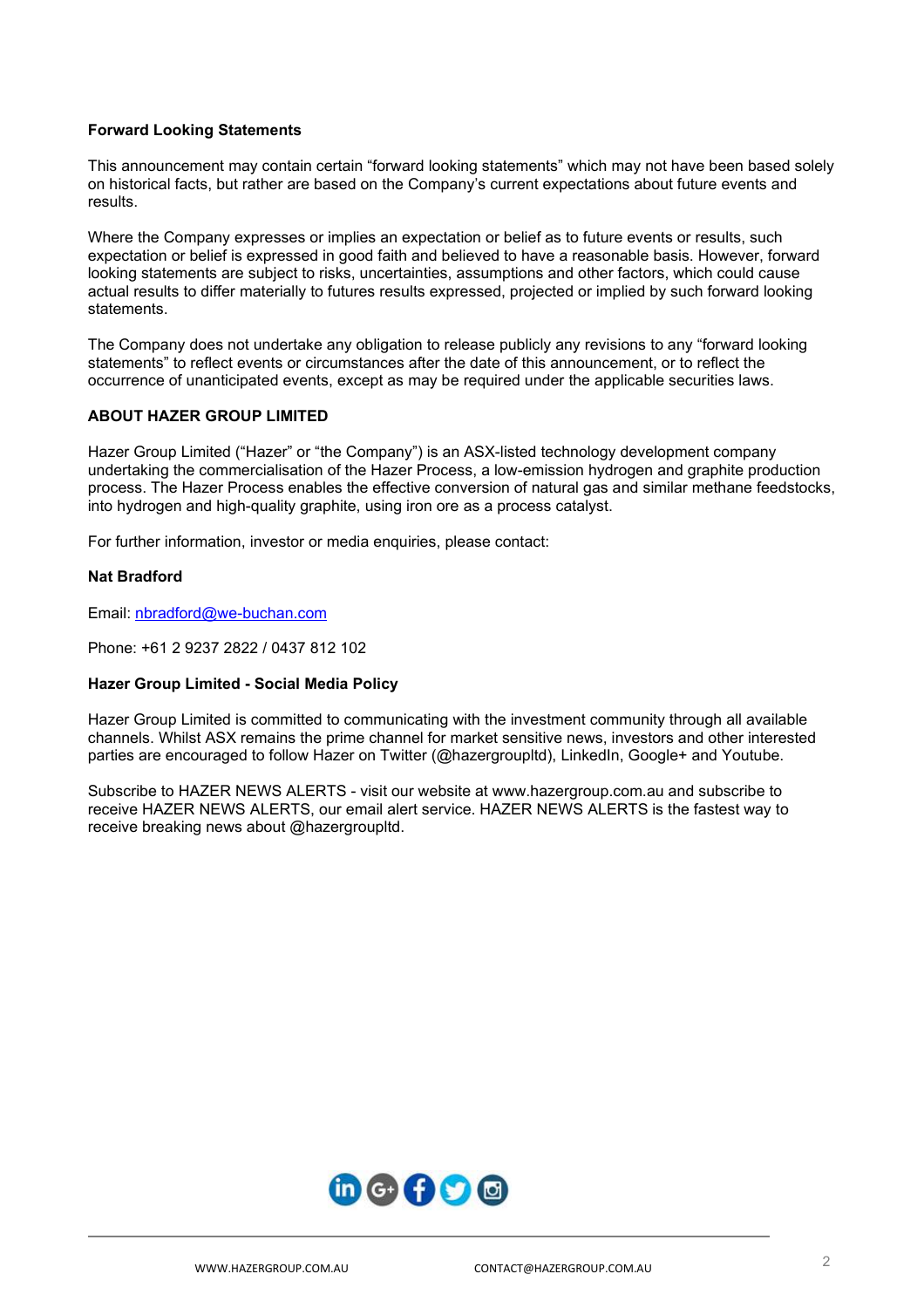**Forward Looking Statements**

This announcement may contain certain "forward looking statements" which may not have been based solely on historical facts, but rather are based on the Company's current expectations about future events and results.

Where the Company expresses or implies an expectation or belief as to future events or results, such expectation or belief is expressed in good faith and believed to have a reasonable basis. However, forward looking statements are subject to risks, uncertainties, assumptions and other factors, which could cause actual results to differ materially to futures results expressed, projected or implied by such forward looking statements.

The Company does not undertake any obligation to release publicly any revisions to any "forward looking statements" to reflect events or circumstances after the date of this announcement, or to reflect the occurrence of unanticipated events, except as may be required under the applicable securities laws.

**ABOUT HAZER GROUP LIMITED**

Hazer Group Limited ("Hazer" or "the Company") is an ASX-listed technology development company undertaking the commercialisation of the Hazer Process, a low-emission hydrogen and graphite production process. The Hazer Process enables the effective conversion of natural gas and similar methane feedstocks, into hydrogen and high-quality graphite, using iron ore as a process catalyst.

For further information, investor or media enquiries, please contact:

**Nat Bradford**

Email: nbradford@we-buchan.com

Phone: +61 2 9237 2822 / 0437 812 102

**Hazer Group Limited - Social Media Policy**

Hazer Group Limited is committed to communicating with the investment community through all available channels. Whilst ASX remains the prime channel for market sensitive news, investors and other interested parties are encouraged to follow Hazer on Twitter (@hazergroupltd), LinkedIn, Google+ and Youtube.

Subscribe to HAZER NEWS ALERTS - visit our website at www.hazergroup.com.au and subscribe to receive HAZER NEWS ALERTS, our email alert service. HAZER NEWS ALERTS is the fastest way to receive breaking news about @hazergroupltd.